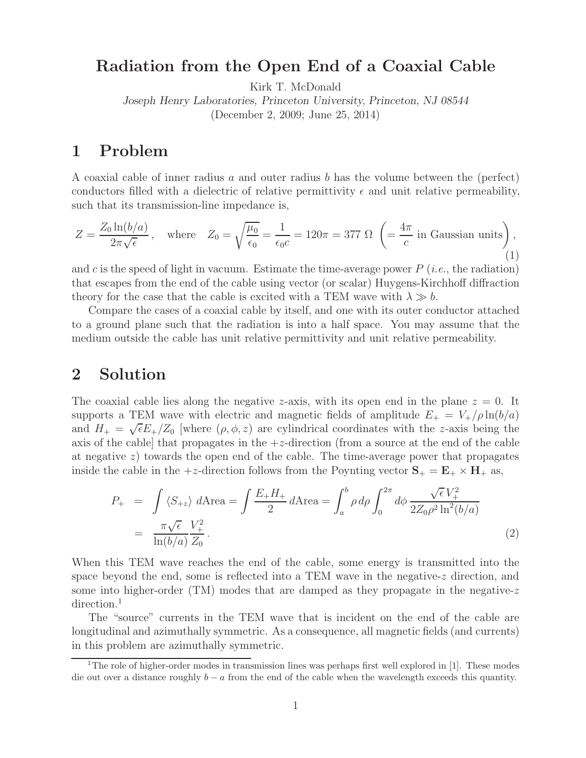# Radiation from the Open End of a Coaxial Cable

Kirk T. McDonald

*Joseph Henry Laboratories, Princeton University, Princeton, NJ 08544*

(December 2, 2009; June 25, 2014)

## 1 Problem

A coaxial cable of inner radius $a$ and outer radius $b$ has the volume between the (perfect) conductors filled with a dielectric of relative permittivity $\epsilon$ and unit relative permeability, such that its transmission-line impedance is,

$$Z = \frac{Z_0 \ln(b/a)}{2\pi\sqrt{\epsilon}}, \quad \text{where} \quad Z_0 = \sqrt{\frac{\mu_0}{\epsilon_0}} = \frac{1}{\epsilon_0 c} = 120\pi = 377\ \Omega \ \left(= \frac{4\pi}{c} \text{ in Gaussian units}\right), \tag{1}$$

and $c$ is the speed of light in vacuum. Estimate the time-average power $P$ (*i.e.*, the radiation) that escapes from the end of the cable using vector (or scalar) Huygens-Kirchhoff diffraction theory for the case that the cable is excited with a TEM wave with $\lambda \gg b$.

Compare the cases of a coaxial cable by itself, and one with its outer conductor attached to a ground plane such that the radiation is into a half space. You may assume that the medium outside the cable has unit relative permittivity and unit relative permeability.

## 2 Solution

The coaxial cable lies along the negative $z$-axis, with its open end in the plane $z = 0$. It supports a TEM wave with electric and magnetic fields of amplitude $E_+ = V_+/\rho \ln(b/a)$ and $H_+ = \sqrt{\epsilon} E_+/Z_0$ [where $(\rho, \phi, z)$ are cylindrical coordinates with the $z$-axis being the axis of the cable] that propagates in the $+z$-direction (from a source at the end of the cable at negative $z$) towards the open end of the cable. The time-average power that propagates inside the cable in the $+z$-direction follows from the Poynting vector $\mathbf{S}_+ = \mathbf{E}_+ \times \mathbf{H}_+$ as,

$$\begin{aligned} P_+ &= \int \langle S_{+z} \rangle \, d\text{Area} = \int \frac{E_+ H_+}{2} \, d\text{Area} = \int_a^b \rho \, d\rho \int_0^{2\pi} d\phi \, \frac{\sqrt{\epsilon}\, V_+^2}{2 Z_0 \rho^2 \ln^2(b/a)} \\ &= \frac{\pi\sqrt{\epsilon}}{\ln(b/a)} \frac{V_+^2}{Z_0}. \end{aligned} \tag{2}$$

When this TEM wave reaches the end of the cable, some energy is transmitted into the space beyond the end, some is reflected into a TEM wave in the negative-$z$ direction, and some into higher-order (TM) modes that are damped as they propagate in the negative-$z$ direction.[1]

The "source" currents in the TEM wave that is incident on the end of the cable are longitudinal and azimuthally symmetric. As a consequence, all magnetic fields (and currents) in this problem are azimuthally symmetric.

[1] The role of higher-order modes in transmission lines was perhaps first well explored in [1]. These modes die out over a distance roughly $b - a$ from the end of the cable when the wavelength exceeds this quantity.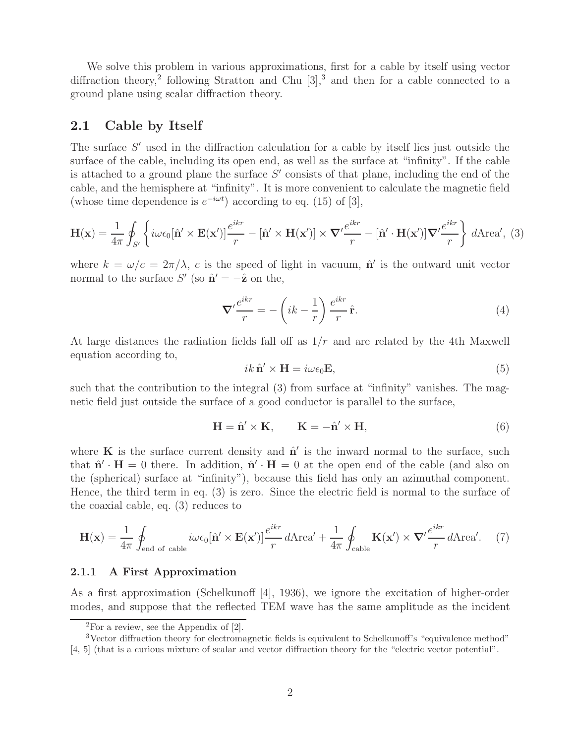We solve this problem in various approximations, first for a cable by itself using vector diffraction theory,[2] following Stratton and Chu [3],[3] and then for a cable connected to a ground plane using scalar diffraction theory.

## 2.1 Cable by Itself

The surface $S'$ used in the diffraction calculation for a cable by itself lies just outside the surface of the cable, including its open end, as well as the surface at "infinity". If the cable is attached to a ground plane the surface $S'$ consists of that plane, including the end of the cable, and the hemisphere at "infinity". It is more convenient to calculate the magnetic field (whose time dependence is $e^{-i\omega t}$) according to eq. (15) of [3],

$$\mathbf{H}(\mathbf{x}) = \frac{1}{4\pi} \oint_{S'} \left\{ i\omega\epsilon_0 [\hat{\mathbf{n}}' \times \mathbf{E}(\mathbf{x}')] \frac{e^{ikr}}{r} - [\hat{\mathbf{n}}' \times \mathbf{H}(\mathbf{x}')] \times \boldsymbol{\nabla}' \frac{e^{ikr}}{r} - [\hat{\mathbf{n}}' \cdot \mathbf{H}(\mathbf{x}')] \boldsymbol{\nabla}' \frac{e^{ikr}}{r} \right\} d\text{Area}', \quad (3)$$

where $k = \omega/c = 2\pi/\lambda$, $c$ is the speed of light in vacuum, $\hat{\mathbf{n}}'$ is the outward unit vector normal to the surface $S'$ (so $\hat{\mathbf{n}}' = -\hat{\mathbf{z}}$ on the,

$$\boldsymbol{\nabla}' \frac{e^{ikr}}{r} = -\left( ik - \frac{1}{r} \right) \frac{e^{ikr}}{r} \hat{\mathbf{r}}. \quad (4)$$

At large distances the radiation fields fall off as $1/r$ and are related by the 4th Maxwell equation according to,

$$ik\, \hat{\mathbf{n}}' \times \mathbf{H} = i\omega\epsilon_0 \mathbf{E}, \quad (5)$$

such that the contribution to the integral (3) from surface at "infinity" vanishes. The magnetic field just outside the surface of a good conductor is parallel to the surface,

$$\mathbf{H} = \hat{\mathbf{n}}' \times \mathbf{K}, \qquad \mathbf{K} = -\hat{\mathbf{n}}' \times \mathbf{H}, \quad (6)$$

where $\mathbf{K}$ is the surface current density and $\hat{\mathbf{n}}'$ is the inward normal to the surface, such that $\hat{\mathbf{n}}' \cdot \mathbf{H} = 0$ there. In addition, $\hat{\mathbf{n}}' \cdot \mathbf{H} = 0$ at the open end of the cable (and also on the (spherical) surface at "infinity"), because this field has only an azimuthal component. Hence, the third term in eq. (3) is zero. Since the electric field is normal to the surface of the coaxial cable, eq. (3) reduces to

$$\mathbf{H}(\mathbf{x}) = \frac{1}{4\pi} \oint_{\text{end of cable}} i\omega\epsilon_0 [\hat{\mathbf{n}}' \times \mathbf{E}(\mathbf{x}')] \frac{e^{ikr}}{r} \, d\text{Area}' + \frac{1}{4\pi} \oint_{\text{cable}} \mathbf{K}(\mathbf{x}') \times \boldsymbol{\nabla}' \frac{e^{ikr}}{r} \, d\text{Area}'. \quad (7)$$

### 2.1.1 A First Approximation

As a first approximation (Schelkunoff [4], 1936), we ignore the excitation of higher-order modes, and suppose that the reflected TEM wave has the same amplitude as the incident

---

[2] For a review, see the Appendix of [2].

[3] Vector diffraction theory for electromagnetic fields is equivalent to Schelkunoff's "equivalence method" [4, 5] (that is a curious mixture of scalar and vector diffraction theory for the "electric vector potential".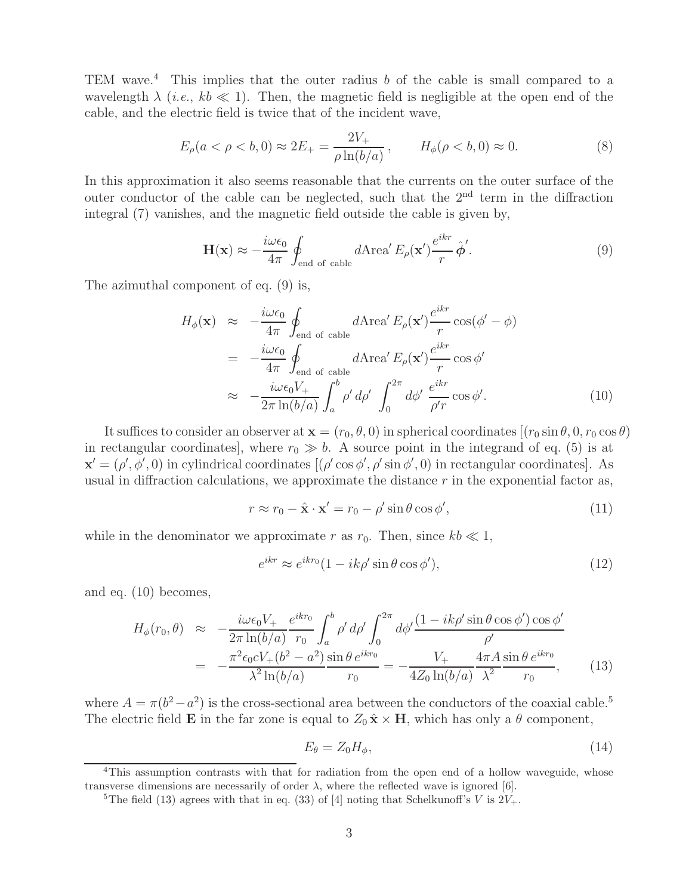TEM wave.[4] This implies that the outer radius $b$ of the cable is small compared to a wavelength $\lambda$ (*i.e.*, $kb \ll 1$). Then, the magnetic field is negligible at the open end of the cable, and the electric field is twice that of the incident wave,

$$E_\rho(a < \rho < b, 0) \approx 2E_+ = \frac{2V_+}{\rho \ln(b/a)}, \qquad H_\phi(\rho < b, 0) \approx 0. \tag{8}$$

In this approximation it also seems reasonable that the currents on the outer surface of the outer conductor of the cable can be neglected, such that the 2[nd] term in the diffraction integral (7) vanishes, and the magnetic field outside the cable is given by,

$$\mathbf{H}(\mathbf{x}) \approx -\frac{i\omega\epsilon_0}{4\pi} \oint_{\text{end of cable}} d\text{Area}'\, E_\rho(\mathbf{x}') \frac{e^{ikr}}{r}\, \hat{\boldsymbol{\phi}}'. \tag{9}$$

The azimuthal component of eq. (9) is,

$$\begin{aligned}
H_\phi(\mathbf{x}) &\approx -\frac{i\omega\epsilon_0}{4\pi} \oint_{\text{end of cable}} d\text{Area}'\, E_\rho(\mathbf{x}') \frac{e^{ikr}}{r} \cos(\phi' - \phi) \\
&= -\frac{i\omega\epsilon_0}{4\pi} \oint_{\text{end of cable}} d\text{Area}'\, E_\rho(\mathbf{x}') \frac{e^{ikr}}{r} \cos\phi' \\
&\approx -\frac{i\omega\epsilon_0 V_+}{2\pi \ln(b/a)} \int_a^b \rho'\, d\rho' \int_0^{2\pi} d\phi'\, \frac{e^{ikr}}{\rho' r} \cos\phi'.
\end{aligned} \tag{10}$$

It suffices to consider an observer at $\mathbf{x} = (r_0, \theta, 0)$ in spherical coordinates [$(r_0 \sin\theta, 0, r_0 \cos\theta)$ in rectangular coordinates], where $r_0 \gg b$. A source point in the integrand of eq. (5) is at $\mathbf{x}' = (\rho', \phi', 0)$ in cylindrical coordinates [$(\rho' \cos\phi', \rho' \sin\phi', 0)$ in rectangular coordinates]. As usual in diffraction calculations, we approximate the distance $r$ in the exponential factor as,

$$r \approx r_0 - \hat{\mathbf{x}} \cdot \mathbf{x}' = r_0 - \rho' \sin\theta \cos\phi', \tag{11}$$

while in the denominator we approximate $r$ as $r_0$. Then, since $kb \ll 1$,

$$e^{ikr} \approx e^{ikr_0}(1 - ik\rho' \sin\theta \cos\phi'), \tag{12}$$

and eq. (10) becomes,

$$\begin{aligned}
H_\phi(r_0, \theta) &\approx -\frac{i\omega\epsilon_0 V_+}{2\pi \ln(b/a)} \frac{e^{ikr_0}}{r_0} \int_a^b \rho'\, d\rho' \int_0^{2\pi} d\phi' \frac{(1 - ik\rho' \sin\theta \cos\phi') \cos\phi'}{\rho'} \\
&= -\frac{\pi^2 \epsilon_0 c V_+ (b^2 - a^2)}{\lambda^2 \ln(b/a)} \frac{\sin\theta\, e^{ikr_0}}{r_0} = -\frac{V_+}{4Z_0 \ln(b/a)} \frac{4\pi A}{\lambda^2} \frac{\sin\theta\, e^{ikr_0}}{r_0},
\end{aligned} \tag{13}$$

where $A = \pi(b^2 - a^2)$ is the cross-sectional area between the conductors of the coaxial cable.[5] The electric field $\mathbf{E}$ in the far zone is equal to $Z_0\, \hat{\mathbf{x}} \times \mathbf{H}$, which has only a $\theta$ component,

$$E_\theta = Z_0 H_\phi, \tag{14}$$

---

[4] This assumption contrasts with that for radiation from the open end of a hollow waveguide, whose transverse dimensions are necessarily of order $\lambda$, where the reflected wave is ignored [6].

[5] The field (13) agrees with that in eq. (33) of [4] noting that Schelkunoff's $V$ is $2V_+$.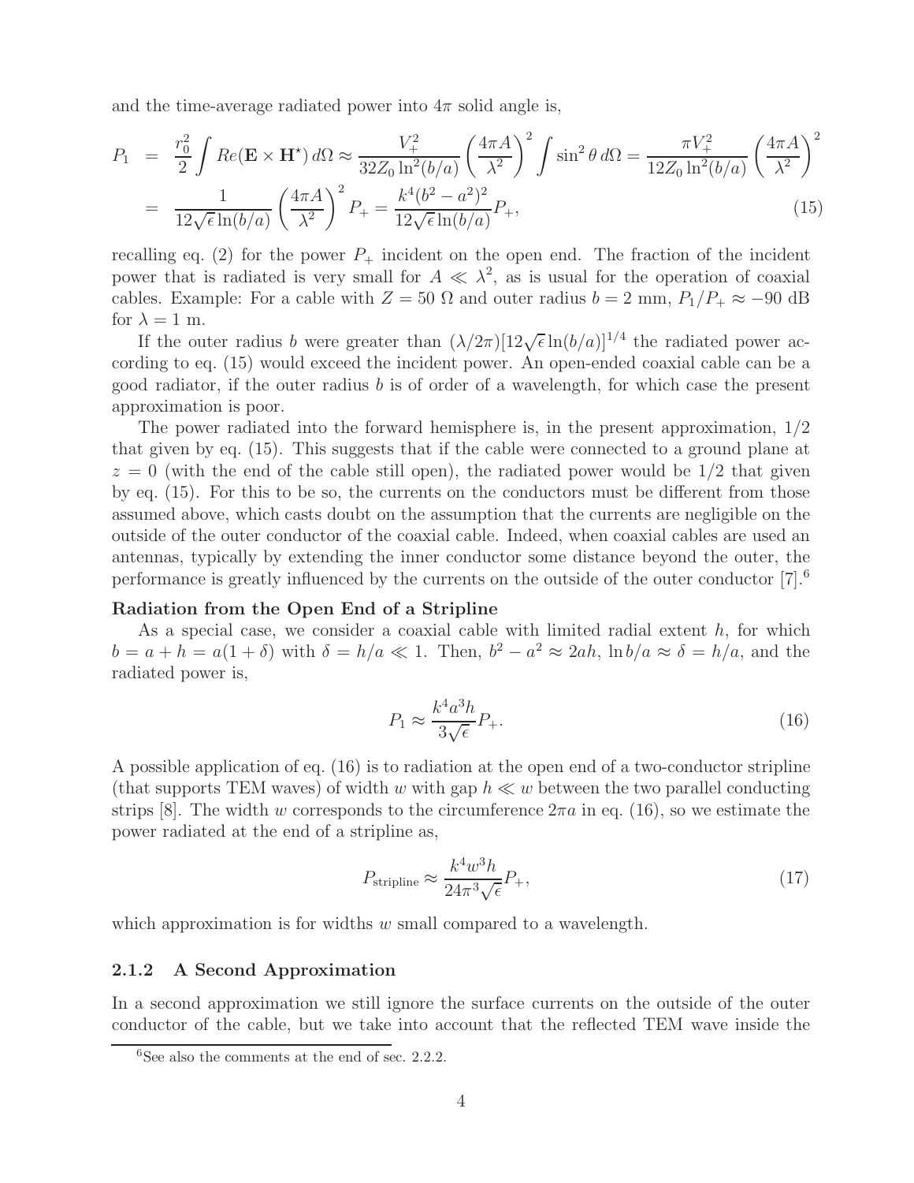and the time-average radiated power into $4\pi$ solid angle is,

$$
\begin{aligned}
P_1 &= \frac{r_0^2}{2}\int Re(\mathbf{E}\times\mathbf{H}^\star)\,d\Omega \approx \frac{V_+^2}{32 Z_0 \ln^2(b/a)}\left(\frac{4\pi A}{\lambda^2}\right)^2 \int \sin^2\theta\,d\Omega = \frac{\pi V_+^2}{12 Z_0 \ln^2(b/a)}\left(\frac{4\pi A}{\lambda^2}\right)^2 \\
&= \frac{1}{12\sqrt{\epsilon}\ln(b/a)}\left(\frac{4\pi A}{\lambda^2}\right)^2 P_+ = \frac{k^4(b^2-a^2)^2}{12\sqrt{\epsilon}\ln(b/a)}P_+,
\end{aligned}
\tag{15}
$$

recalling eq. (2) for the power $P_+$ incident on the open end. The fraction of the incident power that is radiated is very small for $A \ll \lambda^2$, as is usual for the operation of coaxial cables. Example: For a cable with $Z = 50\ \Omega$ and outer radius $b = 2$ mm, $P_1/P_+ \approx -90$ dB for $\lambda = 1$ m.

If the outer radius $b$ were greater than $(\lambda/2\pi)[12\sqrt{\epsilon}\ln(b/a)]^{1/4}$ the radiated power according to eq. (15) would exceed the incident power. An open-ended coaxial cable can be a good radiator, if the outer radius $b$ is of order of a wavelength, for which case the present approximation is poor.

The power radiated into the forward hemisphere is, in the present approximation, 1/2 that given by eq. (15). This suggests that if the cable were connected to a ground plane at $z = 0$ (with the end of the cable still open), the radiated power would be 1/2 that given by eq. (15). For this to be so, the currents on the conductors must be different from those assumed above, which casts doubt on the assumption that the currents are negligible on the outside of the outer conductor of the coaxial cable. Indeed, when coaxial cables are used an antennas, typically by extending the inner conductor some distance beyond the outer, the performance is greatly influenced by the currents on the outside of the outer conductor [7].[6]

**Radiation from the Open End of a Stripline**

As a special case, we consider a coaxial cable with limited radial extent $h$, for which $b = a + h = a(1 + \delta)$ with $\delta = h/a \ll 1$. Then, $b^2 - a^2 \approx 2ah$, $\ln b/a \approx \delta = h/a$, and the radiated power is,

$$
P_1 \approx \frac{k^4 a^3 h}{3\sqrt{\epsilon}} P_+. \tag{16}
$$

A possible application of eq. (16) is to radiation at the open end of a two-conductor stripline (that supports TEM waves) of width $w$ with gap $h \ll w$ between the two parallel conducting strips [8]. The width $w$ corresponds to the circumference $2\pi a$ in eq. (16), so we estimate the power radiated at the end of a stripline as,

$$
P_{\text{stripline}} \approx \frac{k^4 w^3 h}{24\pi^3\sqrt{\epsilon}} P_+, \tag{17}
$$

which approximation is for widths $w$ small compared to a wavelength.

### 2.1.2 A Second Approximation

In a second approximation we still ignore the surface currents on the outside of the outer conductor of the cable, but we take into account that the reflected TEM wave inside the

[6] See also the comments at the end of sec. 2.2.2.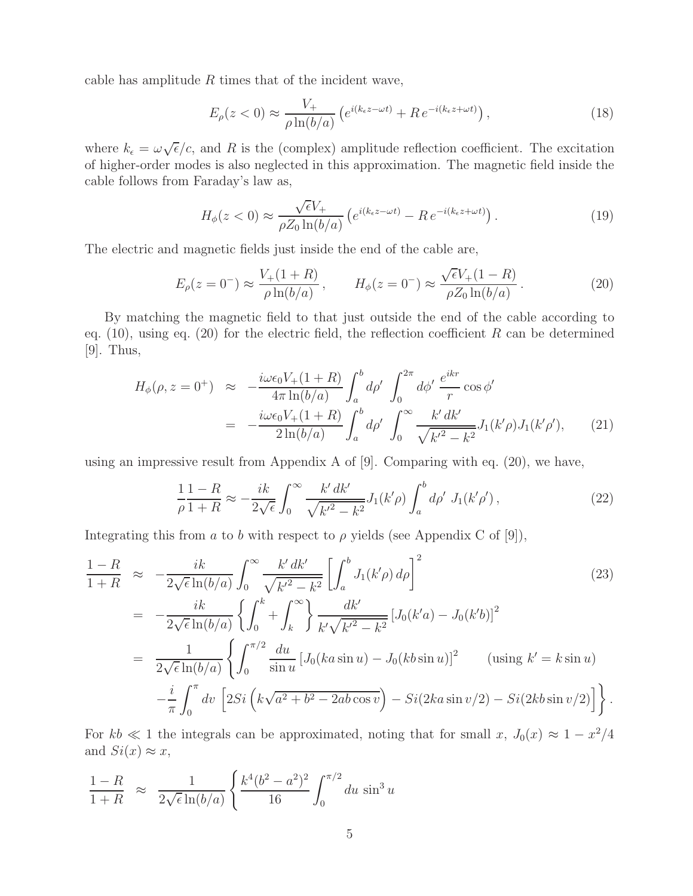cable has amplitude $R$ times that of the incident wave,

$$
E_\rho(z<0) \approx \frac{V_+}{\rho \ln(b/a)} \left( e^{i(k_\epsilon z - \omega t)} + R\, e^{-i(k_\epsilon z + \omega t)} \right), \tag{18}
$$

where $k_\epsilon = \omega\sqrt{\epsilon}/c$, and $R$ is the (complex) amplitude reflection coefficient. The excitation of higher-order modes is also neglected in this approximation. The magnetic field inside the cable follows from Faraday's law as,

$$
H_\phi(z<0) \approx \frac{\sqrt{\epsilon} V_+}{\rho Z_0 \ln(b/a)} \left( e^{i(k_\epsilon z - \omega t)} - R\, e^{-i(k_\epsilon z + \omega t)} \right). \tag{19}
$$

The electric and magnetic fields just inside the end of the cable are,

$$
E_\rho(z=0^-) \approx \frac{V_+(1+R)}{\rho \ln(b/a)}, \qquad H_\phi(z=0^-) \approx \frac{\sqrt{\epsilon} V_+(1-R)}{\rho Z_0 \ln(b/a)}. \tag{20}
$$

By matching the magnetic field to that just outside the end of the cable according to eq. (10), using eq. (20) for the electric field, the reflection coefficient $R$ can be determined [9]. Thus,

$$
\begin{aligned}
H_\phi(\rho, z=0^+) &\approx -\frac{i\omega\epsilon_0 V_+(1+R)}{4\pi \ln(b/a)} \int_a^b d\rho' \int_0^{2\pi} d\phi' \, \frac{e^{ikr}}{r} \cos\phi' \\
&= -\frac{i\omega\epsilon_0 V_+(1+R)}{2 \ln(b/a)} \int_a^b d\rho' \int_0^\infty \frac{k'\, dk'}{\sqrt{k'^2 - k^2}} J_1(k'\rho) J_1(k'\rho'),
\end{aligned} \tag{21}
$$

using an impressive result from Appendix A of [9]. Comparing with eq. (20), we have,

$$
\frac{1}{\rho} \frac{1-R}{1+R} \approx -\frac{ik}{2\sqrt{\epsilon}} \int_0^\infty \frac{k'\, dk'}{\sqrt{k'^2 - k^2}} J_1(k'\rho) \int_a^b d\rho' \; J_1(k'\rho'), \tag{22}
$$

Integrating this from $a$ to $b$ with respect to $\rho$ yields (see Appendix C of [9]),

$$
\begin{aligned}
\frac{1-R}{1+R} &\approx -\frac{ik}{2\sqrt{\epsilon}\ln(b/a)} \int_0^\infty \frac{k'\, dk'}{\sqrt{k'^2 - k^2}} \left[ \int_a^b J_1(k'\rho)\, d\rho \right]^2 \qquad (23) \\
&= -\frac{ik}{2\sqrt{\epsilon}\ln(b/a)} \left\{ \int_0^k + \int_k^\infty \right\} \frac{dk'}{k'\sqrt{k'^2 - k^2}} \left[ J_0(k'a) - J_0(k'b) \right]^2 \\
&= \frac{1}{2\sqrt{\epsilon}\ln(b/a)} \left\{ \int_0^{\pi/2} \frac{du}{\sin u} \left[ J_0(ka\sin u) - J_0(kb \sin u) \right]^2 \qquad (\text{using } k' = k\sin u) \right. \\
&\quad \left. -\frac{i}{\pi} \int_0^\pi dv \, \left[ 2Si\left( k\sqrt{a^2 + b^2 - 2ab\cos v} \right) - Si(2ka\sin v/2) - Si(2kb \sin v/2) \right] \right\}.
\end{aligned}
$$

For $kb \ll 1$ the integrals can be approximated, noting that for small $x$, $J_0(x) \approx 1 - x^2/4$ and $Si(x) \approx x$,

$$
\frac{1-R}{1+R} \approx \frac{1}{2\sqrt{\epsilon}\ln(b/a)} \left\{ \frac{k^4(b^2 - a^2)^2}{16} \int_0^{\pi/2} du \, \sin^3 u \right.
$$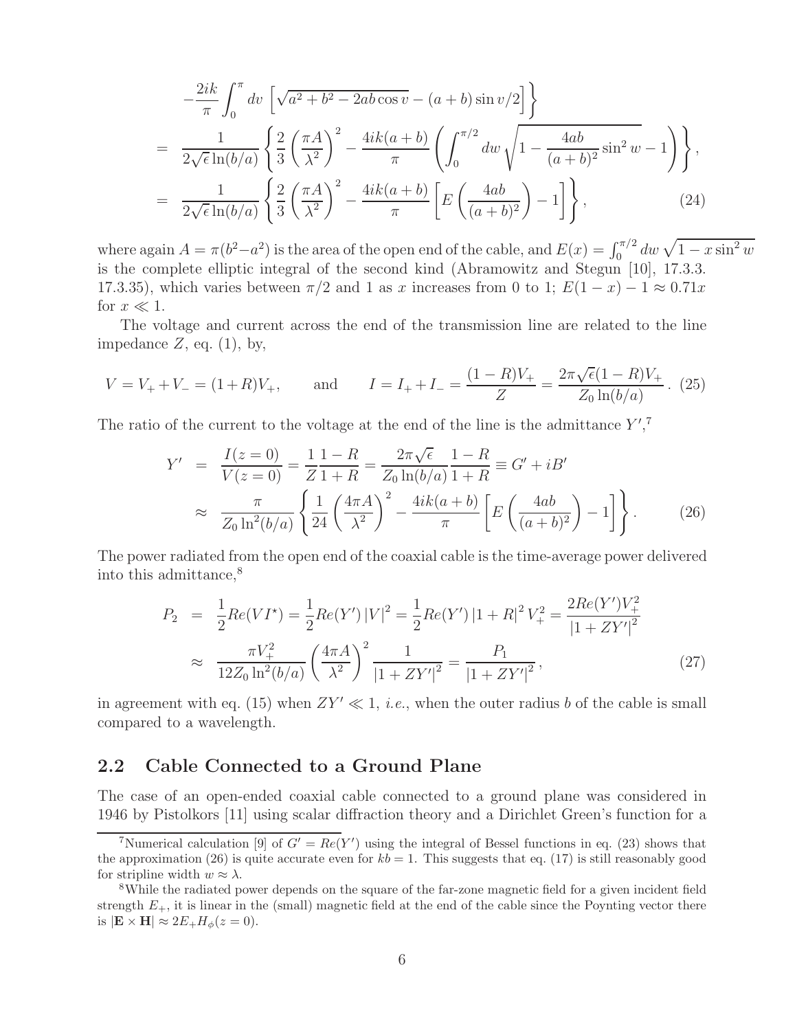$$
-\frac{2ik}{\pi}\int_0^\pi dv\ \left[\sqrt{a^2+b^2-2ab\cos v}-(a+b)\sin v/2\right]\Bigg\}
$$

$$
\begin{aligned}
&= \frac{1}{2\sqrt{\epsilon}\ln(b/a)}\left\{\frac{2}{3}\left(\frac{\pi A}{\lambda^2}\right)^2 - \frac{4ik(a+b)}{\pi}\left(\int_0^{\pi/2} dw\,\sqrt{1-\frac{4ab}{(a+b)^2}\sin^2 w}-1\right)\right\}, \\
&= \frac{1}{2\sqrt{\epsilon}\ln(b/a)}\left\{\frac{2}{3}\left(\frac{\pi A}{\lambda^2}\right)^2 - \frac{4ik(a+b)}{\pi}\left[E\left(\frac{4ab}{(a+b)^2}\right)-1\right]\right\}, \qquad (24)
\end{aligned}
$$

where again $A = \pi(b^2-a^2)$ is the area of the open end of the cable, and $E(x) = \int_0^{\pi/2} dw\,\sqrt{1-x\sin^2 w}$ is the complete elliptic integral of the second kind (Abramowitz and Stegun [10], 17.3.3. 17.3.35), which varies between $\pi/2$ and 1 as $x$ increases from 0 to 1; $E(1-x)-1 \approx 0.71x$ for $x \ll 1$.

The voltage and current across the end of the transmission line are related to the line impedance $Z$, eq. (1), by,

$$
V = V_+ + V_- = (1+R)V_+, \qquad \text{and} \qquad I = I_+ + I_- = \frac{(1-R)V_+}{Z} = \frac{2\pi\sqrt{\epsilon}(1-R)V_+}{Z_0\ln(b/a)}. \quad (25)
$$

The ratio of the current to the voltage at the end of the line is the admittance $Y'$,[7]

$$
\begin{aligned}
Y' &= \frac{I(z=0)}{V(z=0)} = \frac{1}{Z}\frac{1-R}{1+R} = \frac{2\pi\sqrt{\epsilon}}{Z_0\ln(b/a)}\frac{1-R}{1+R} \equiv G' + iB' \\
&\approx \frac{\pi}{Z_0\ln^2(b/a)}\left\{\frac{1}{24}\left(\frac{4\pi A}{\lambda^2}\right)^2 - \frac{4ik(a+b)}{\pi}\left[E\left(\frac{4ab}{(a+b)^2}\right)-1\right]\right\}. \qquad (26)
\end{aligned}
$$

The power radiated from the open end of the coaxial cable is the time-average power delivered into this admittance,[8]

$$
\begin{aligned}
P_2 &= \frac{1}{2}Re(VI^\star) = \frac{1}{2}Re(Y')\left|V\right|^2 = \frac{1}{2}Re(Y')\left|1+R\right|^2 V_+^2 = \frac{2Re(Y')V_+^2}{\left|1+ZY'\right|^2} \\
&\approx \frac{\pi V_+^2}{12 Z_0\ln^2(b/a)}\left(\frac{4\pi A}{\lambda^2}\right)^2\frac{1}{\left|1+ZY'\right|^2} = \frac{P_1}{\left|1+ZY'\right|^2}, \qquad (27)
\end{aligned}
$$

in agreement with eq. (15) when $ZY' \ll 1$, *i.e.*, when the outer radius $b$ of the cable is small compared to a wavelength.

## 2.2 Cable Connected to a Ground Plane

The case of an open-ended coaxial cable connected to a ground plane was considered in 1946 by Pistolkors [11] using scalar diffraction theory and a Dirichlet Green's function for a

[7] Numerical calculation [9] of $G' = Re(Y')$ using the integral of Bessel functions in eq. (23) shows that the approximation (26) is quite accurate even for $kb = 1$. This suggests that eq. (17) is still reasonably good for stripline width $w \approx \lambda$.

[8] While the radiated power depends on the square of the far-zone magnetic field for a given incident field strength $E_+$, it is linear in the (small) magnetic field at the end of the cable since the Poynting vector there is $|\mathbf{E}\times\mathbf{H}| \approx 2E_+H_\phi(z=0)$.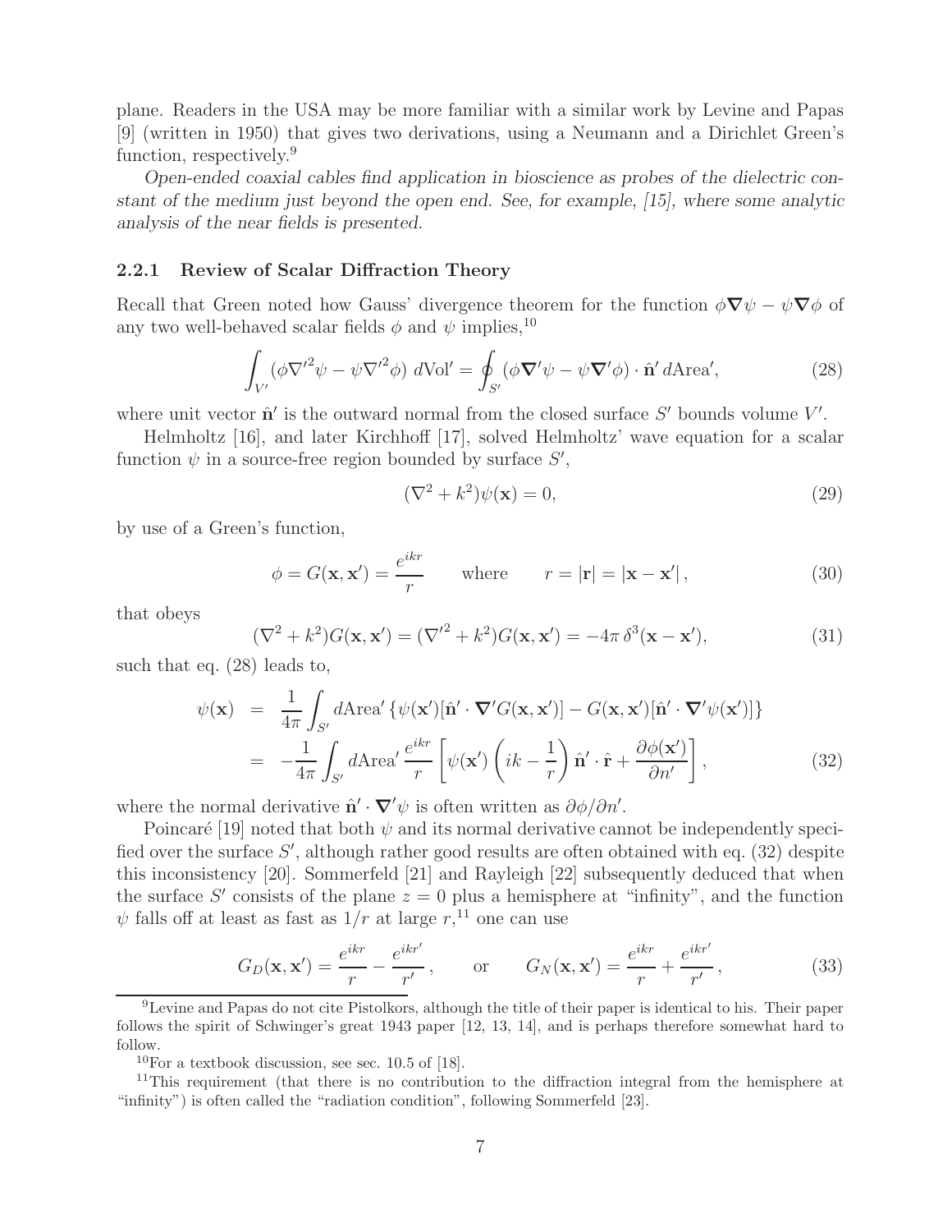plane. Readers in the USA may be more familiar with a similar work by Levine and Papas [9] (written in 1950) that gives two derivations, using a Neumann and a Dirichlet Green's function, respectively.[9]

*Open-ended coaxial cables find application in bioscience as probes of the dielectric constant of the medium just beyond the open end. See, for example, [15], where some analytic analysis of the near fields is presented.*

### 2.2.1 Review of Scalar Diffraction Theory

Recall that Green noted how Gauss' divergence theorem for the function $\phi\boldsymbol{\nabla}\psi - \psi\boldsymbol{\nabla}\phi$ of any two well-behaved scalar fields $\phi$ and $\psi$ implies,[10]

$$\int_{V'} (\phi{\nabla'}^2\psi - \psi{\nabla'}^2\phi)\, d\mathrm{Vol}' = \oint_{S'} (\phi\boldsymbol{\nabla}'\psi - \psi\boldsymbol{\nabla}'\phi) \cdot \hat{\mathbf{n}}'\, d\mathrm{Area}', \tag{28}$$

where unit vector $\hat{\mathbf{n}}'$ is the outward normal from the closed surface $S'$ bounds volume $V'$.

Helmholtz [16], and later Kirchhoff [17], solved Helmholtz' wave equation for a scalar function $\psi$ in a source-free region bounded by surface $S'$,

$$(\nabla^2 + k^2)\psi(\mathbf{x}) = 0, \tag{29}$$

by use of a Green's function,

$$\phi = G(\mathbf{x}, \mathbf{x}') = \frac{e^{ikr}}{r} \qquad \text{where} \qquad r = |\mathbf{r}| = |\mathbf{x} - \mathbf{x}'|\,, \tag{30}$$

that obeys

$$(\nabla^2 + k^2)G(\mathbf{x}, \mathbf{x}') = ({\nabla'}^2 + k^2)G(\mathbf{x}, \mathbf{x}') = -4\pi\,\delta^3(\mathbf{x} - \mathbf{x}'), \tag{31}$$

such that eq. (28) leads to,

$$\begin{aligned}
\psi(\mathbf{x}) &= \frac{1}{4\pi}\int_{S'} d\mathrm{Area}'\,\{\psi(\mathbf{x}')[\hat{\mathbf{n}}' \cdot \boldsymbol{\nabla}' G(\mathbf{x}, \mathbf{x}')] - G(\mathbf{x}, \mathbf{x}')[\hat{\mathbf{n}}' \cdot \boldsymbol{\nabla}'\psi(\mathbf{x}')]\} \\
&= -\frac{1}{4\pi}\int_{S'} d\mathrm{Area}'\,\frac{e^{ikr}}{r}\left[\psi(\mathbf{x}')\left(ik - \frac{1}{r}\right)\hat{\mathbf{n}}' \cdot \hat{\mathbf{r}} + \frac{\partial\phi(\mathbf{x}')}{\partial n'}\right],
\end{aligned} \tag{32}$$

where the normal derivative $\hat{\mathbf{n}}' \cdot \boldsymbol{\nabla}'\psi$ is often written as $\partial\phi/\partial n'$.

Poincaré [19] noted that both $\psi$ and its normal derivative cannot be independently specified over the surface $S'$, although rather good results are often obtained with eq. (32) despite this inconsistency [20]. Sommerfeld [21] and Rayleigh [22] subsequently deduced that when the surface $S'$ consists of the plane $z = 0$ plus a hemisphere at "infinity", and the function $\psi$ falls off at least as fast as $1/r$ at large $r$,[11] one can use

$$G_D(\mathbf{x}, \mathbf{x}') = \frac{e^{ikr}}{r} - \frac{e^{ikr'}}{r'}\,, \qquad \text{or} \qquad G_N(\mathbf{x}, \mathbf{x}') = \frac{e^{ikr}}{r} + \frac{e^{ikr'}}{r'}\,, \tag{33}$$

---

[9] Levine and Papas do not cite Pistolkors, although the title of their paper is identical to his. Their paper follows the spirit of Schwinger's great 1943 paper [12, 13, 14], and is perhaps therefore somewhat hard to follow.

[10] For a textbook discussion, see sec. 10.5 of [18].

[11] This requirement (that there is no contribution to the diffraction integral from the hemisphere at "infinity") is often called the "radiation condition", following Sommerfeld [23].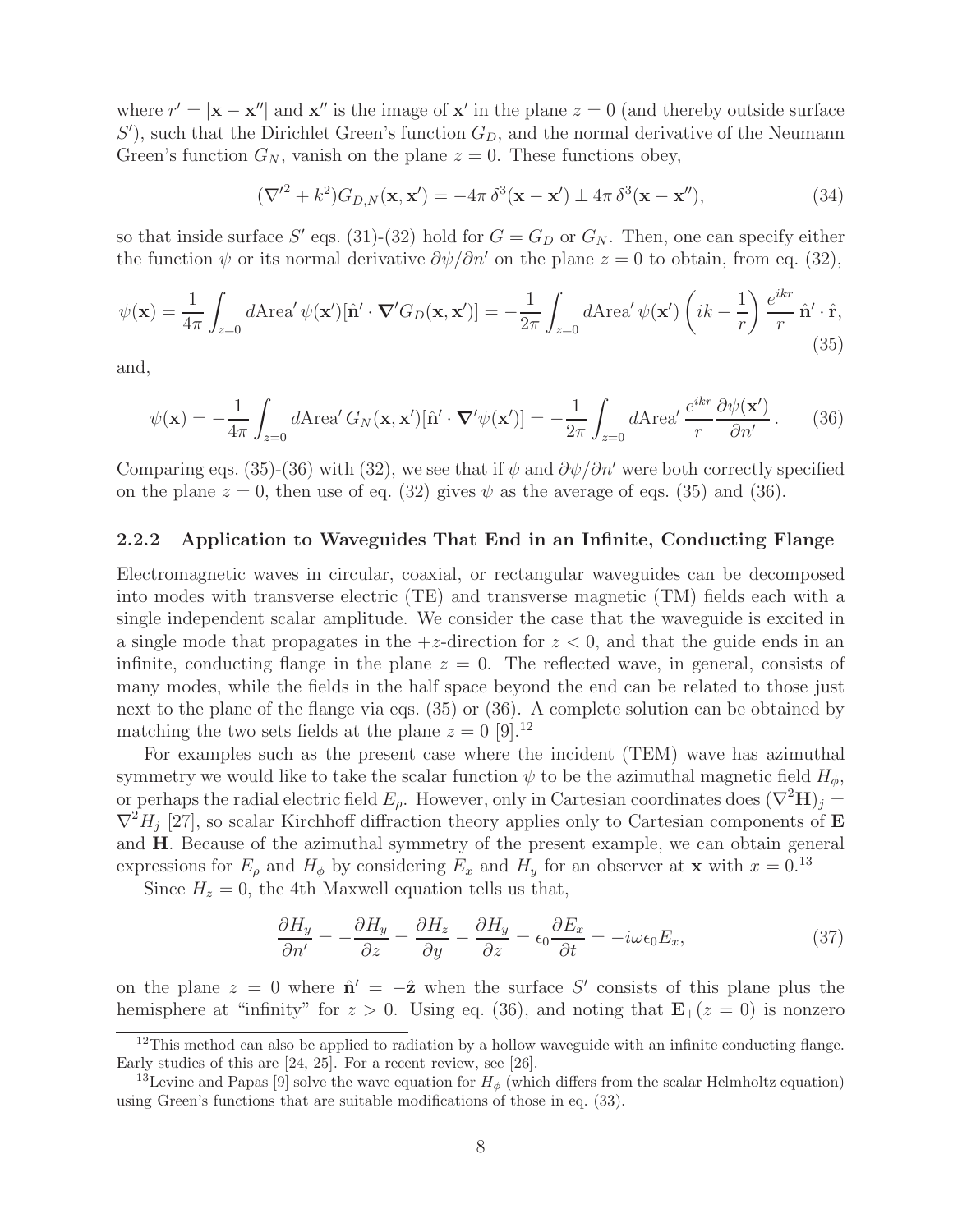where $r' = |\mathbf{x} - \mathbf{x}''|$ and $\mathbf{x}''$ is the image of $\mathbf{x}'$ in the plane $z = 0$ (and thereby outside surface $S'$), such that the Dirichlet Green's function $G_D$, and the normal derivative of the Neumann Green's function $G_N$, vanish on the plane $z = 0$. These functions obey,

$$(\nabla'^2 + k^2) G_{D,N}(\mathbf{x}, \mathbf{x}') = -4\pi\, \delta^3(\mathbf{x} - \mathbf{x}') \pm 4\pi\, \delta^3(\mathbf{x} - \mathbf{x}''), \tag{34}$$

so that inside surface $S'$ eqs. (31)-(32) hold for $G = G_D$ or $G_N$. Then, one can specify either the function $\psi$ or its normal derivative $\partial\psi/\partial n'$ on the plane $z = 0$ to obtain, from eq. (32),

$$\psi(\mathbf{x}) = \frac{1}{4\pi} \int_{z=0} d\text{Area}'\, \psi(\mathbf{x}') [\hat{\mathbf{n}}' \cdot \boldsymbol{\nabla}' G_D(\mathbf{x}, \mathbf{x}')] = -\frac{1}{2\pi} \int_{z=0} d\text{Area}'\, \psi(\mathbf{x}') \left( ik - \frac{1}{r} \right) \frac{e^{ikr}}{r}\, \hat{\mathbf{n}}' \cdot \hat{\mathbf{r}}, \tag{35}$$

and,

$$\psi(\mathbf{x}) = -\frac{1}{4\pi} \int_{z=0} d\text{Area}'\, G_N(\mathbf{x}, \mathbf{x}') [\hat{\mathbf{n}}' \cdot \boldsymbol{\nabla}' \psi(\mathbf{x}')] = -\frac{1}{2\pi} \int_{z=0} d\text{Area}'\, \frac{e^{ikr}}{r} \frac{\partial \psi(\mathbf{x}')}{\partial n'}\,. \tag{36}$$

Comparing eqs. (35)-(36) with (32), we see that if $\psi$ and $\partial\psi/\partial n'$ were both correctly specified on the plane $z = 0$, then use of eq. (32) gives $\psi$ as the average of eqs. (35) and (36).

### 2.2.2 Application to Waveguides That End in an Infinite, Conducting Flange

Electromagnetic waves in circular, coaxial, or rectangular waveguides can be decomposed into modes with transverse electric (TE) and transverse magnetic (TM) fields each with a single independent scalar amplitude. We consider the case that the waveguide is excited in a single mode that propagates in the $+z$-direction for $z < 0$, and that the guide ends in an infinite, conducting flange in the plane $z = 0$. The reflected wave, in general, consists of many modes, while the fields in the half space beyond the end can be related to those just next to the plane of the flange via eqs. (35) or (36). A complete solution can be obtained by matching the two sets fields at the plane $z = 0$ [9].[12]

For examples such as the present case where the incident (TEM) wave has azimuthal symmetry we would like to take the scalar function $\psi$ to be the azimuthal magnetic field $H_\phi$, or perhaps the radial electric field $E_\rho$. However, only in Cartesian coordinates does $(\nabla^2 \mathbf{H})_j = \nabla^2 H_j$ [27], so scalar Kirchhoff diffraction theory applies only to Cartesian components of $\mathbf{E}$ and $\mathbf{H}$. Because of the azimuthal symmetry of the present example, we can obtain general expressions for $E_\rho$ and $H_\phi$ by considering $E_x$ and $H_y$ for an observer at $\mathbf{x}$ with $x = 0$.[13]

Since $H_z = 0$, the 4th Maxwell equation tells us that,

$$\frac{\partial H_y}{\partial n'} = -\frac{\partial H_y}{\partial z} = \frac{\partial H_z}{\partial y} - \frac{\partial H_y}{\partial z} = \epsilon_0 \frac{\partial E_x}{\partial t} = -i\omega\epsilon_0 E_x, \tag{37}$$

on the plane $z = 0$ where $\hat{\mathbf{n}}' = -\hat{\mathbf{z}}$ when the surface $S'$ consists of this plane plus the hemisphere at "infinity" for $z > 0$. Using eq. (36), and noting that $\mathbf{E}_\perp(z = 0)$ is nonzero

[12] This method can also be applied to radiation by a hollow waveguide with an infinite conducting flange. Early studies of this are [24, 25]. For a recent review, see [26].

[13] Levine and Papas [9] solve the wave equation for $H_\phi$ (which differs from the scalar Helmholtz equation) using Green's functions that are suitable modifications of those in eq. (33).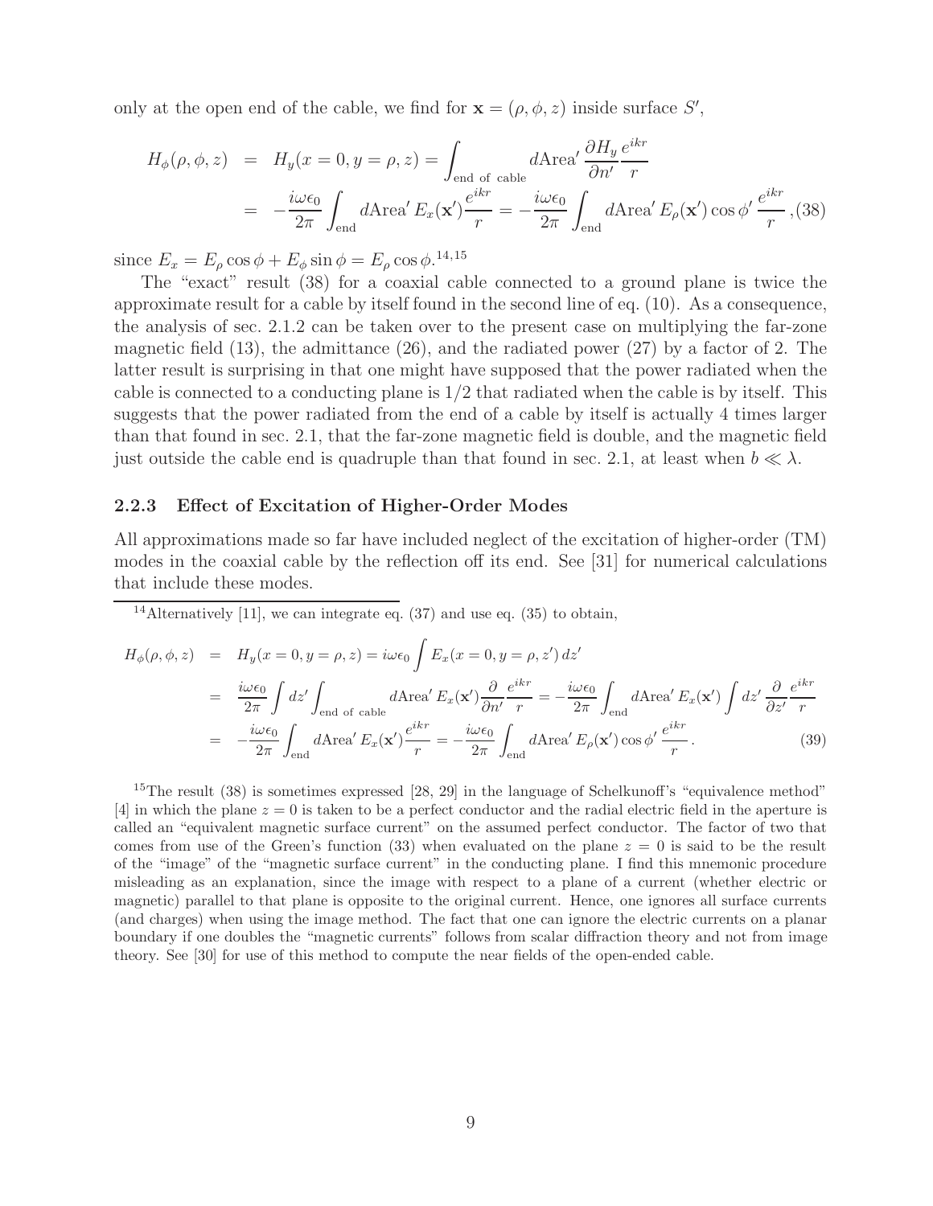only at the open end of the cable, we find for $\mathbf{x} = (\rho, \phi, z)$ inside surface $S'$,

$$
\begin{aligned}
H_\phi(\rho, \phi, z) &= H_y(x = 0, y = \rho, z) = \int_{\text{end of cable}} d\text{Area}' \, \frac{\partial H_y}{\partial n'} \frac{e^{ikr}}{r} \\
&= -\frac{i\omega\epsilon_0}{2\pi} \int_{\text{end}} d\text{Area}' \, E_x(\mathbf{x}') \frac{e^{ikr}}{r} = -\frac{i\omega\epsilon_0}{2\pi} \int_{\text{end}} d\text{Area}' \, E_\rho(\mathbf{x}') \cos\phi' \, \frac{e^{ikr}}{r} \, , \qquad (38)
\end{aligned}
$$

since $E_x = E_\rho \cos\phi + E_\phi \sin\phi = E_\rho \cos\phi$.[14,15]

The "exact" result (38) for a coaxial cable connected to a ground plane is twice the approximate result for a cable by itself found in the second line of eq. (10). As a consequence, the analysis of sec. 2.1.2 can be taken over to the present case on multiplying the far-zone magnetic field (13), the admittance (26), and the radiated power (27) by a factor of 2. The latter result is surprising in that one might have supposed that the power radiated when the cable is connected to a conducting plane is 1/2 that radiated when the cable is by itself. This suggests that the power radiated from the end of a cable by itself is actually 4 times larger than that found in sec. 2.1, that the far-zone magnetic field is double, and the magnetic field just outside the cable end is quadruple than that found in sec. 2.1, at least when $b \ll \lambda$.

### 2.2.3 Effect of Excitation of Higher-Order Modes

All approximations made so far have included neglect of the excitation of higher-order (TM) modes in the coaxial cable by the reflection off its end. See [31] for numerical calculations that include these modes.

[14] Alternatively [11], we can integrate eq. (37) and use eq. (35) to obtain,

$$
\begin{aligned}
H_\phi(\rho, \phi, z) &= H_y(x = 0, y = \rho, z) = i\omega\epsilon_0 \int E_x(x = 0, y = \rho, z') \, dz' \\
&= \frac{i\omega\epsilon_0}{2\pi} \int dz' \int_{\text{end of cable}} d\text{Area}' \, E_x(\mathbf{x}') \frac{\partial}{\partial n'} \frac{e^{ikr}}{r} = -\frac{i\omega\epsilon_0}{2\pi} \int_{\text{end}} d\text{Area}' \, E_x(\mathbf{x}') \int dz' \, \frac{\partial}{\partial z'} \frac{e^{ikr}}{r} \\
&= -\frac{i\omega\epsilon_0}{2\pi} \int_{\text{end}} d\text{Area}' \, E_x(\mathbf{x}') \frac{e^{ikr}}{r} = -\frac{i\omega\epsilon_0}{2\pi} \int_{\text{end}} d\text{Area}' \, E_\rho(\mathbf{x}') \cos\phi' \, \frac{e^{ikr}}{r} \, . \qquad (39)
\end{aligned}
$$

[15] The result (38) is sometimes expressed [28, 29] in the language of Schelkunoff's "equivalence method" [4] in which the plane $z = 0$ is taken to be a perfect conductor and the radial electric field in the aperture is called an "equivalent magnetic surface current" on the assumed perfect conductor. The factor of two that comes from use of the Green's function (33) when evaluated on the plane $z = 0$ is said to be the result of the "image" of the "magnetic surface current" in the conducting plane. I find this mnemonic procedure misleading as an explanation, since the image with respect to a plane of a current (whether electric or magnetic) parallel to that plane is opposite to the original current. Hence, one ignores all surface currents (and charges) when using the image method. The fact that one can ignore the electric currents on a planar boundary if one doubles the "magnetic currents" follows from scalar diffraction theory and not from image theory. See [30] for use of this method to compute the near fields of the open-ended cable.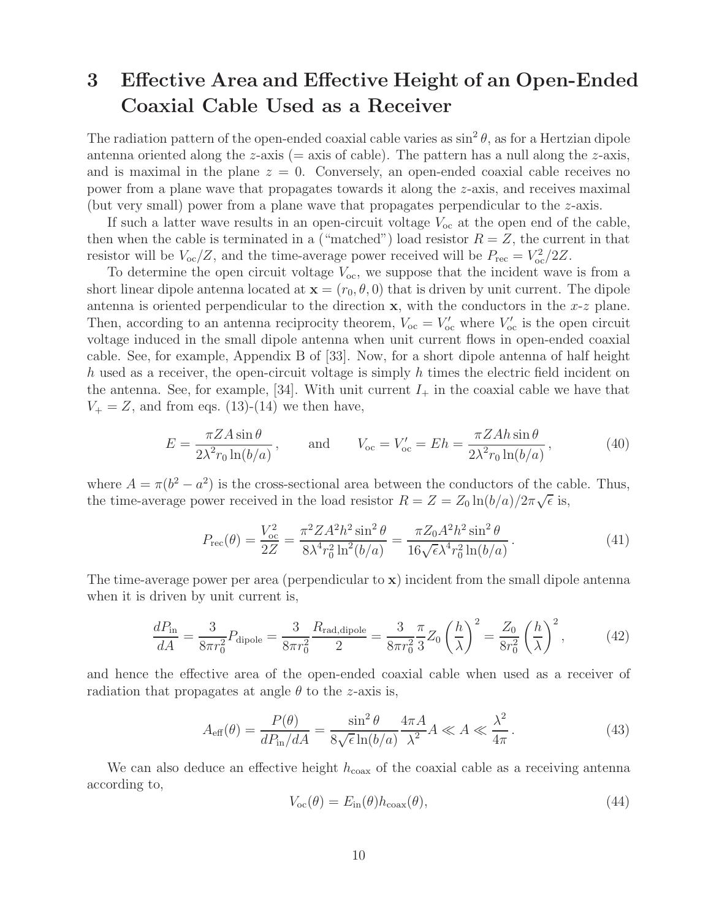# 3 Effective Area and Effective Height of an Open-Ended Coaxial Cable Used as a Receiver

The radiation pattern of the open-ended coaxial cable varies as $\sin^2\theta$, as for a Hertzian dipole antenna oriented along the $z$-axis (= axis of cable). The pattern has a null along the $z$-axis, and is maximal in the plane $z = 0$. Conversely, an open-ended coaxial cable receives no power from a plane wave that propagates towards it along the $z$-axis, and receives maximal (but very small) power from a plane wave that propagates perpendicular to the $z$-axis.

If such a latter wave results in an open-circuit voltage $V_{\rm oc}$ at the open end of the cable, then when the cable is terminated in a ("matched") load resistor $R = Z$, the current in that resistor will be $V_{\rm oc}/Z$, and the time-average power received will be $P_{\rm rec} = V_{\rm oc}^2/2Z$.

To determine the open circuit voltage $V_{\rm oc}$, we suppose that the incident wave is from a short linear dipole antenna located at $\mathbf{x} = (r_0, \theta, 0)$ that is driven by unit current. The dipole antenna is oriented perpendicular to the direction $\mathbf{x}$, with the conductors in the $x$-$z$ plane. Then, according to an antenna reciprocity theorem, $V_{\rm oc} = V'_{\rm oc}$ where $V'_{\rm oc}$ is the open circuit voltage induced in the small dipole antenna when unit current flows in open-ended coaxial cable. See, for example, Appendix B of [33]. Now, for a short dipole antenna of half height $h$ used as a receiver, the open-circuit voltage is simply $h$ times the electric field incident on the antenna. See, for example, [34]. With unit current $I_+$ in the coaxial cable we have that $V_+ = Z$, and from eqs. (13)-(14) we then have,

$$E = \frac{\pi Z A \sin\theta}{2\lambda^2 r_0 \ln(b/a)}, \qquad \text{and} \qquad V_{\rm oc} = V'_{\rm oc} = Eh = \frac{\pi Z A h \sin\theta}{2\lambda^2 r_0 \ln(b/a)}, \tag{40}$$

where $A = \pi(b^2 - a^2)$ is the cross-sectional area between the conductors of the cable. Thus, the time-average power received in the load resistor $R = Z = Z_0 \ln(b/a)/2\pi\sqrt{\epsilon}$ is,

$$P_{\rm rec}(\theta) = \frac{V_{\rm oc}^2}{2Z} = \frac{\pi^2 Z A^2 h^2 \sin^2\theta}{8\lambda^4 r_0^2 \ln^2(b/a)} = \frac{\pi Z_0 A^2 h^2 \sin^2\theta}{16\sqrt{\epsilon}\lambda^4 r_0^2 \ln(b/a)}. \tag{41}$$

The time-average power per area (perpendicular to $\mathbf{x}$) incident from the small dipole antenna when it is driven by unit current is,

$$\frac{dP_{\rm in}}{dA} = \frac{3}{8\pi r_0^2} P_{\rm dipole} = \frac{3}{8\pi r_0^2} \frac{R_{\rm rad,dipole}}{2} = \frac{3}{8\pi r_0^2} \frac{\pi}{3} Z_0 \left(\frac{h}{\lambda}\right)^2 = \frac{Z_0}{8 r_0^2} \left(\frac{h}{\lambda}\right)^2, \tag{42}$$

and hence the effective area of the open-ended coaxial cable when used as a receiver of radiation that propagates at angle $\theta$ to the $z$-axis is,

$$A_{\rm eff}(\theta) = \frac{P(\theta)}{dP_{\rm in}/dA} = \frac{\sin^2\theta}{8\sqrt{\epsilon}\ln(b/a)} \frac{4\pi A}{\lambda^2} A \ll A \ll \frac{\lambda^2}{4\pi}. \tag{43}$$

We can also deduce an effective height $h_{\rm coax}$ of the coaxial cable as a receiving antenna according to,

$$V_{\rm oc}(\theta) = E_{\rm in}(\theta) h_{\rm coax}(\theta), \tag{44}$$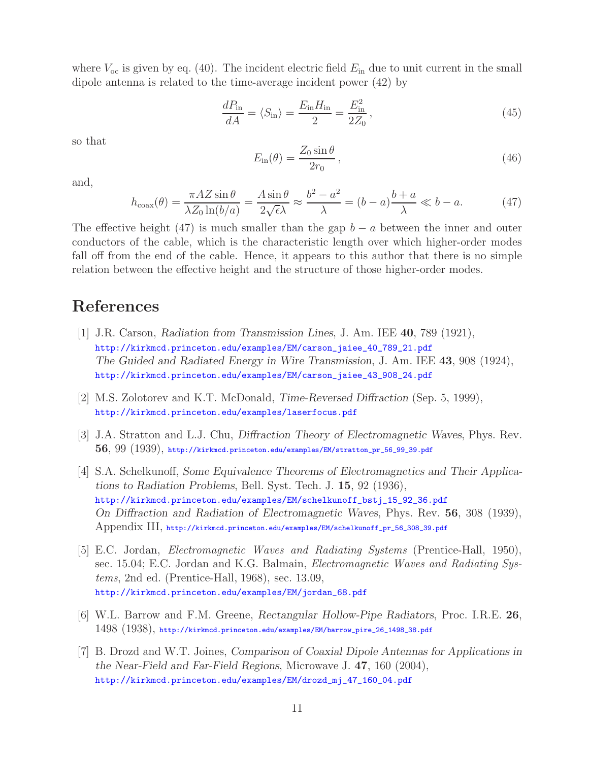where $V_{\rm oc}$ is given by eq. (40). The incident electric field $E_{\rm in}$ due to unit current in the small dipole antenna is related to the time-average incident power (42) by

$$\frac{dP_{\rm in}}{dA} = \langle S_{\rm in} \rangle = \frac{E_{\rm in} H_{\rm in}}{2} = \frac{E_{\rm in}^2}{2Z_0}\,, \tag{45}$$

so that

$$E_{\rm in}(\theta) = \frac{Z_0 \sin\theta}{2r_0}\,, \tag{46}$$

and,

$$h_{\rm coax}(\theta) = \frac{\pi A Z \sin\theta}{\lambda Z_0 \ln(b/a)} = \frac{A \sin\theta}{2\sqrt{\epsilon}\lambda} \approx \frac{b^2 - a^2}{\lambda} = (b-a)\frac{b+a}{\lambda} \ll b - a. \tag{47}$$

The effective height (47) is much smaller than the gap $b - a$ between the inner and outer conductors of the cable, which is the characteristic length over which higher-order modes fall off from the end of the cable. Hence, it appears to this author that there is no simple relation between the effective height and the structure of those higher-order modes.

## References

[1] J.R. Carson, *Radiation from Transmission Lines*, J. Am. IEE **40**, 789 (1921), http://kirkmcd.princeton.edu/examples/EM/carson_jaiee_40_789_21.pdf
*The Guided and Radiated Energy in Wire Transmission*, J. Am. IEE **43**, 908 (1924), http://kirkmcd.princeton.edu/examples/EM/carson_jaiee_43_908_24.pdf

[2] M.S. Zolotorev and K.T. McDonald, *Time-Reversed Diffraction* (Sep. 5, 1999), http://kirkmcd.princeton.edu/examples/laserfocus.pdf

[3] J.A. Stratton and L.J. Chu, *Diffraction Theory of Electromagnetic Waves*, Phys. Rev. **56**, 99 (1939), http://kirkmcd.princeton.edu/examples/EM/stratton_pr_56_99_39.pdf

[4] S.A. Schelkunoff, *Some Equivalence Theorems of Electromagnetics and Their Applications to Radiation Problems*, Bell. Syst. Tech. J. **15**, 92 (1936), http://kirkmcd.princeton.edu/examples/EM/schelkunoff_bstj_15_92_36.pdf
*On Diffraction and Radiation of Electromagnetic Waves*, Phys. Rev. **56**, 308 (1939), Appendix III, http://kirkmcd.princeton.edu/examples/EM/schelkunoff_pr_56_308_39.pdf

[5] E.C. Jordan, *Electromagnetic Waves and Radiating Systems* (Prentice-Hall, 1950), sec. 15.04; E.C. Jordan and K.G. Balmain, *Electromagnetic Waves and Radiating Systems*, 2nd ed. (Prentice-Hall, 1968), sec. 13.09, http://kirkmcd.princeton.edu/examples/EM/jordan_68.pdf

[6] W.L. Barrow and F.M. Greene, *Rectangular Hollow-Pipe Radiators*, Proc. I.R.E. **26**, 1498 (1938), http://kirkmcd.princeton.edu/examples/EM/barrow_pire_26_1498_38.pdf

[7] B. Drozd and W.T. Joines, *Comparison of Coaxial Dipole Antennas for Applications in the Near-Field and Far-Field Regions*, Microwave J. **47**, 160 (2004), http://kirkmcd.princeton.edu/examples/EM/drozd_mj_47_160_04.pdf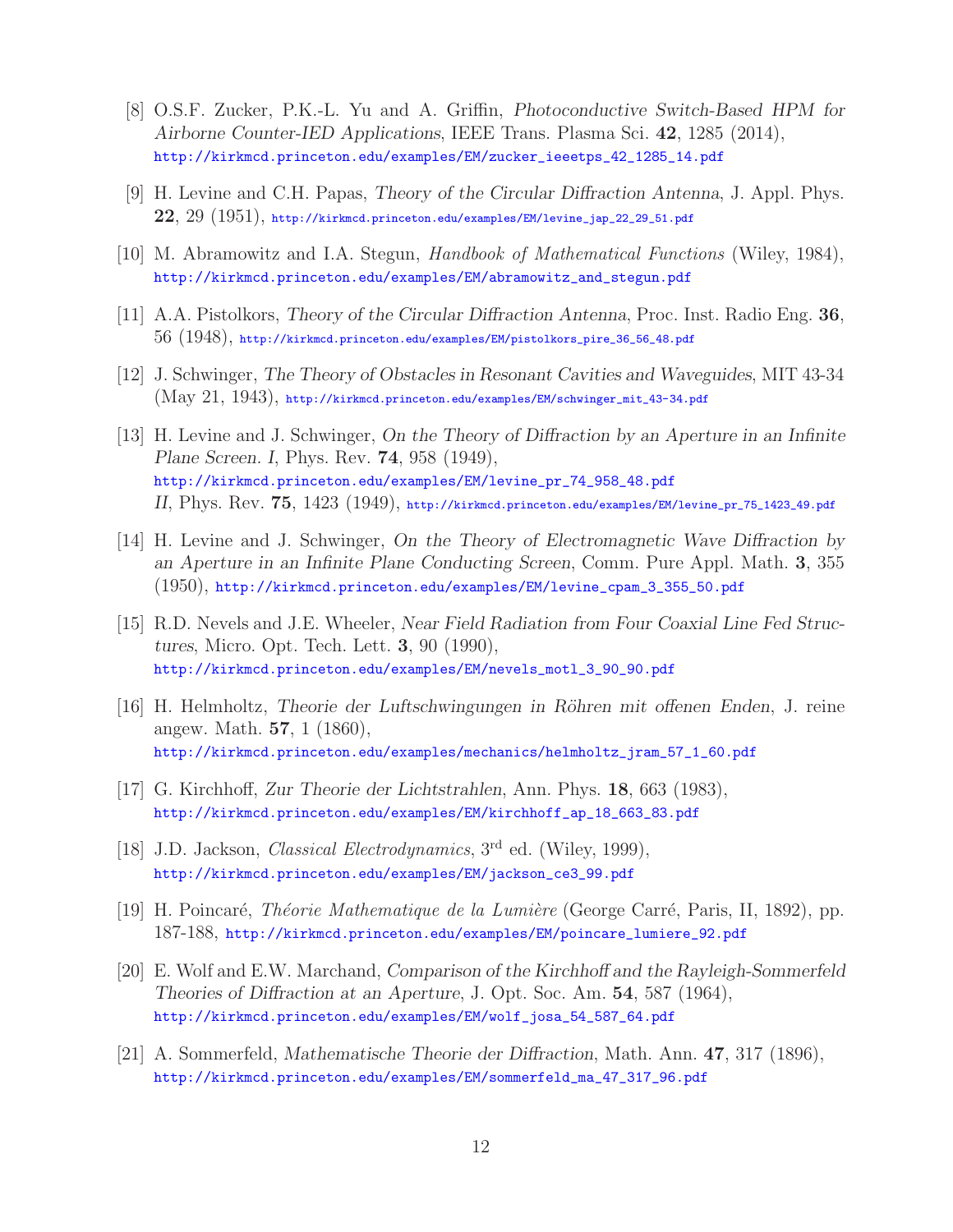[8] O.S.F. Zucker, P.K.-L. Yu and A. Griffin, *Photoconductive Switch-Based HPM for Airborne Counter-IED Applications*, IEEE Trans. Plasma Sci. **42**, 1285 (2014), http://kirkmcd.princeton.edu/examples/EM/zucker_ieeetps_42_1285_14.pdf

[9] H. Levine and C.H. Papas, *Theory of the Circular Diffraction Antenna*, J. Appl. Phys. **22**, 29 (1951), http://kirkmcd.princeton.edu/examples/EM/levine_jap_22_29_51.pdf

[10] M. Abramowitz and I.A. Stegun, *Handbook of Mathematical Functions* (Wiley, 1984), http://kirkmcd.princeton.edu/examples/EM/abramowitz_and_stegun.pdf

[11] A.A. Pistolkors, *Theory of the Circular Diffraction Antenna*, Proc. Inst. Radio Eng. **36**, 56 (1948), http://kirkmcd.princeton.edu/examples/EM/pistolkors_pire_36_56_48.pdf

[12] J. Schwinger, *The Theory of Obstacles in Resonant Cavities and Waveguides*, MIT 43-34 (May 21, 1943), http://kirkmcd.princeton.edu/examples/EM/schwinger_mit_43-34.pdf

[13] H. Levine and J. Schwinger, *On the Theory of Diffraction by an Aperture in an Infinite Plane Screen. I*, Phys. Rev. **74**, 958 (1949), http://kirkmcd.princeton.edu/examples/EM/levine_pr_74_958_48.pdf
*II*, Phys. Rev. **75**, 1423 (1949), http://kirkmcd.princeton.edu/examples/EM/levine_pr_75_1423_49.pdf

[14] H. Levine and J. Schwinger, *On the Theory of Electromagnetic Wave Diffraction by an Aperture in an Infinite Plane Conducting Screen*, Comm. Pure Appl. Math. **3**, 355 (1950), http://kirkmcd.princeton.edu/examples/EM/levine_cpam_3_355_50.pdf

[15] R.D. Nevels and J.E. Wheeler, *Near Field Radiation from Four Coaxial Line Fed Structures*, Micro. Opt. Tech. Lett. **3**, 90 (1990), http://kirkmcd.princeton.edu/examples/EM/nevels_motl_3_90_90.pdf

[16] H. Helmholtz, *Theorie der Luftschwingungen in Röhren mit offenen Enden*, J. reine angew. Math. **57**, 1 (1860), http://kirkmcd.princeton.edu/examples/mechanics/helmholtz_jram_57_1_60.pdf

[17] G. Kirchhoff, *Zur Theorie der Lichtstrahlen*, Ann. Phys. **18**, 663 (1983), http://kirkmcd.princeton.edu/examples/EM/kirchhoff_ap_18_663_83.pdf

[18] J.D. Jackson, *Classical Electrodynamics*, 3rd ed. (Wiley, 1999), http://kirkmcd.princeton.edu/examples/EM/jackson_ce3_99.pdf

[19] H. Poincaré, *Théorie Mathematique de la Lumière* (George Carré, Paris, II, 1892), pp. 187-188, http://kirkmcd.princeton.edu/examples/EM/poincare_lumiere_92.pdf

[20] E. Wolf and E.W. Marchand, *Comparison of the Kirchhoff and the Rayleigh-Sommerfeld Theories of Diffraction at an Aperture*, J. Opt. Soc. Am. **54**, 587 (1964), http://kirkmcd.princeton.edu/examples/EM/wolf_josa_54_587_64.pdf

[21] A. Sommerfeld, *Mathematische Theorie der Diffraction*, Math. Ann. **47**, 317 (1896), http://kirkmcd.princeton.edu/examples/EM/sommerfeld_ma_47_317_96.pdf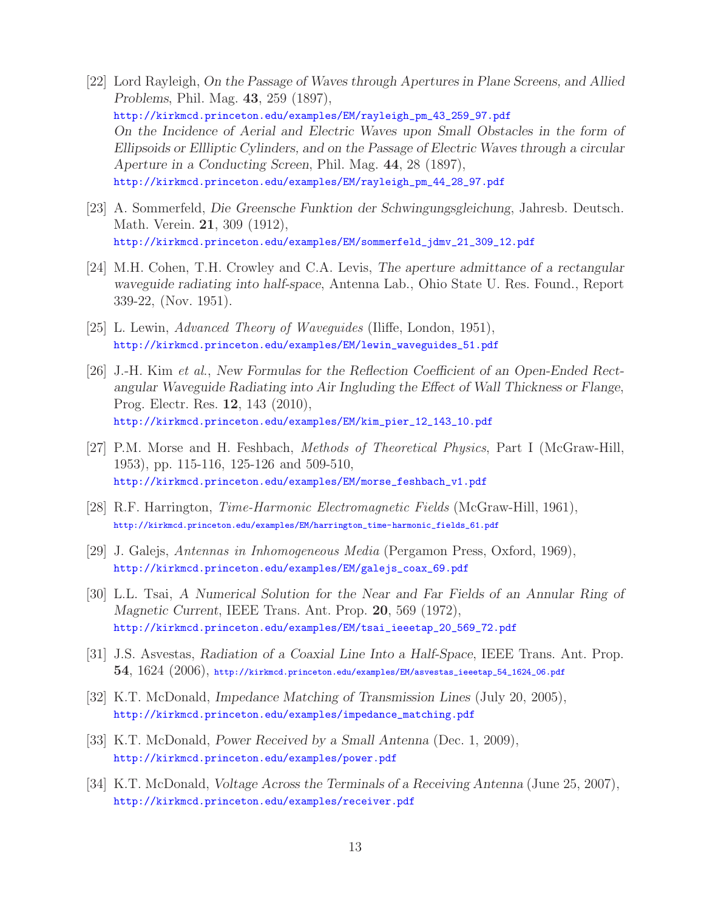[22] Lord Rayleigh, *On the Passage of Waves through Apertures in Plane Screens, and Allied Problems*, Phil. Mag. **43**, 259 (1897),
http://kirkmcd.princeton.edu/examples/EM/rayleigh_pm_43_259_97.pdf
*On the Incidence of Aerial and Electric Waves upon Small Obstacles in the form of Ellipsoids or Ellliptic Cylinders, and on the Passage of Electric Waves through a circular Aperture in a Conducting Screen*, Phil. Mag. **44**, 28 (1897),
http://kirkmcd.princeton.edu/examples/EM/rayleigh_pm_44_28_97.pdf

[23] A. Sommerfeld, *Die Greensche Funktion der Schwingungsgleichung*, Jahresb. Deutsch. Math. Verein. **21**, 309 (1912),
http://kirkmcd.princeton.edu/examples/EM/sommerfeld_jdmv_21_309_12.pdf

[24] M.H. Cohen, T.H. Crowley and C.A. Levis, *The aperture admittance of a rectangular waveguide radiating into half-space*, Antenna Lab., Ohio State U. Res. Found., Report 339-22, (Nov. 1951).

[25] L. Lewin, *Advanced Theory of Waveguides* (Iliffe, London, 1951),
http://kirkmcd.princeton.edu/examples/EM/lewin_waveguides_51.pdf

[26] J.-H. Kim *et al.*, *New Formulas for the Reflection Coefficient of an Open-Ended Rectangular Waveguide Radiating into Air Ingluding the Effect of Wall Thickness or Flange*, Prog. Electr. Res. **12**, 143 (2010),
http://kirkmcd.princeton.edu/examples/EM/kim_pier_12_143_10.pdf

[27] P.M. Morse and H. Feshbach, *Methods of Theoretical Physics*, Part I (McGraw-Hill, 1953), pp. 115-116, 125-126 and 509-510,
http://kirkmcd.princeton.edu/examples/EM/morse_feshbach_v1.pdf

[28] R.F. Harrington, *Time-Harmonic Electromagnetic Fields* (McGraw-Hill, 1961),
http://kirkmcd.princeton.edu/examples/EM/harrington_time-harmonic_fields_61.pdf

[29] J. Galejs, *Antennas in Inhomogeneous Media* (Pergamon Press, Oxford, 1969),
http://kirkmcd.princeton.edu/examples/EM/galejs_coax_69.pdf

[30] L.L. Tsai, *A Numerical Solution for the Near and Far Fields of an Annular Ring of Magnetic Current*, IEEE Trans. Ant. Prop. **20**, 569 (1972),
http://kirkmcd.princeton.edu/examples/EM/tsai_ieeetap_20_569_72.pdf

[31] J.S. Asvestas, *Radiation of a Coaxial Line Into a Half-Space*, IEEE Trans. Ant. Prop. **54**, 1624 (2006), http://kirkmcd.princeton.edu/examples/EM/asvestas_ieeetap_54_1624_06.pdf

[32] K.T. McDonald, *Impedance Matching of Transmission Lines* (July 20, 2005),
http://kirkmcd.princeton.edu/examples/impedance_matching.pdf

[33] K.T. McDonald, *Power Received by a Small Antenna* (Dec. 1, 2009),
http://kirkmcd.princeton.edu/examples/power.pdf

[34] K.T. McDonald, *Voltage Across the Terminals of a Receiving Antenna* (June 25, 2007),
http://kirkmcd.princeton.edu/examples/receiver.pdf